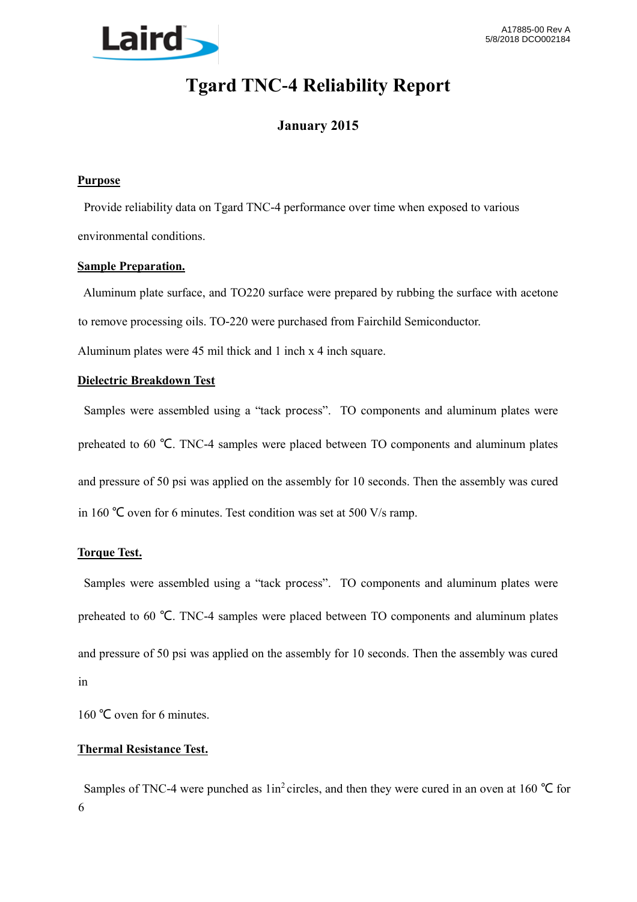# Tgard TNC-4 Reliability Report

### January 2015

**Purpose**

Provide reliability data on Tgard TNC-4 performance over time when exposed to various environmental conditions.

**Sample Preparation.**

Aluminum plate surface, and TO220 surface were prepared by rubbing the surface with acetone to remove processing oils. TO-220 were purchased from Fairchild Semiconductor.

Aluminum plates were 45 mil thick and 1 inch x 4 inch square.

**Dielectric Breakdown Test**

Samples were assembled using a "tack process". TO components and aluminum plates were preheated to 60 ℃. TNC-4 samples were placed between TO components and aluminum plates and pressure of 50 psi was applied on the assembly for 10 seconds. Then the assembly was cured in 160 ℃ oven for 6 minutes. Test condition was set at 500 V/s ramp.

**Torque Test.**

Samples were assembled using a "tack process". TO components and aluminum plates were preheated to 60 ℃. TNC-4 samples were placed between TO components and aluminum plates and pressure of 50 psi was applied on the assembly for 10 seconds. Then the assembly was cured in

160 ℃ oven for 6 minutes.

**Thermal Resistance Test.**

Samples of TNC-4 were punched as 1in$^2$ circles, and then they were cured in an oven at 160 ℃ for 6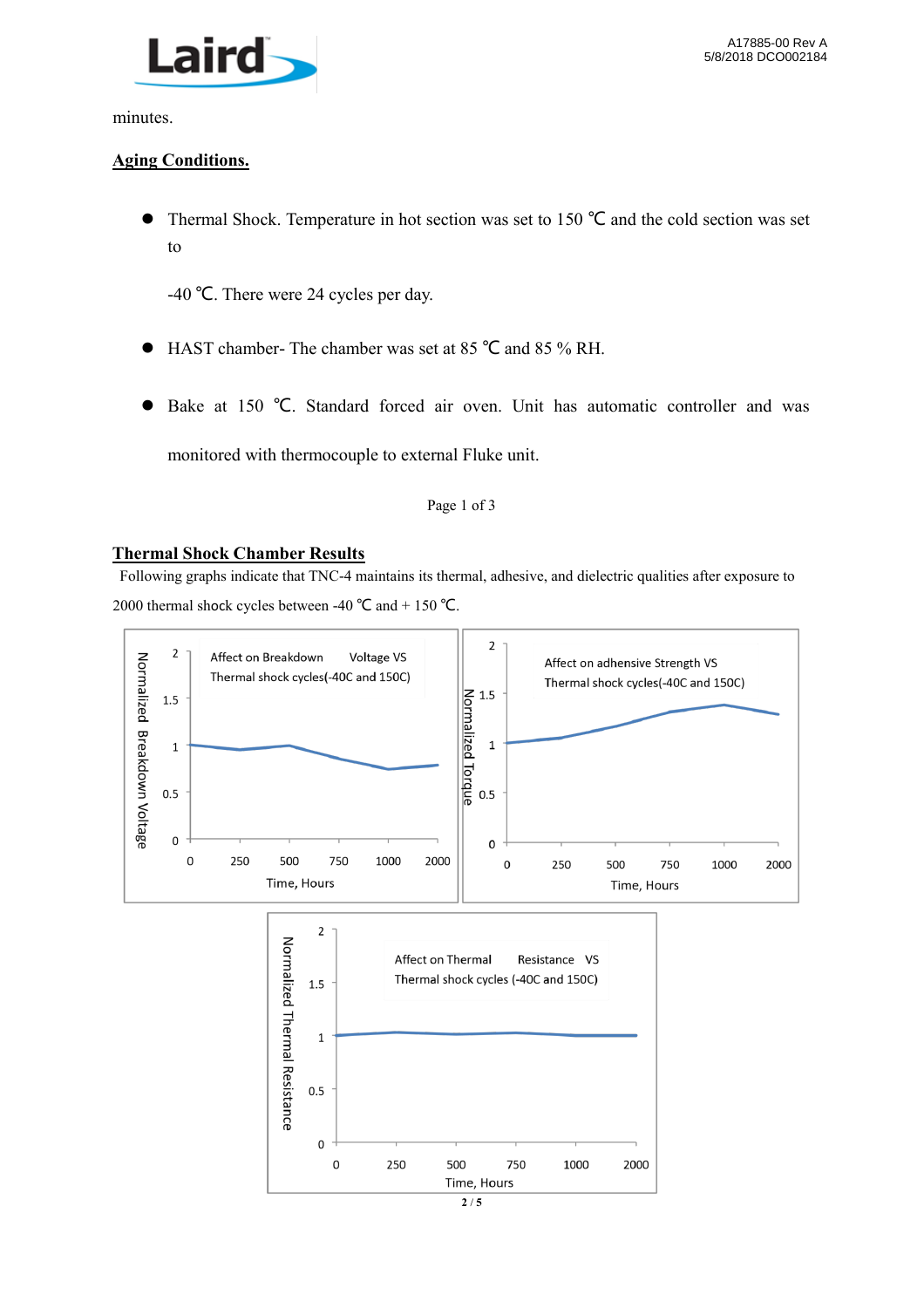minutes.

**Aging Conditions.**

- Thermal Shock. Temperature in hot section was set to 150 ℃ and the cold section was set to

  -40 ℃. There were 24 cycles per day.

- HAST chamber- The chamber was set at 85 ℃ and 85 % RH.

- Bake at 150 ℃. Standard forced air oven. Unit has automatic controller and was monitored with thermocouple to external Fluke unit.

## Thermal Shock Chamber Results

Following graphs indicate that TNC-4 maintains its thermal, adhesive, and dielectric qualities after exposure to 2000 thermal shock cycles between -40 ℃ and + 150 ℃.

Affect on Breakdown Voltage VS Thermal shock cycles(-40C and 150C)

Normalized Breakdown Voltage

Time, Hours

Affect on adhensive Strength VS Thermal shock cycles(-40C and 150C)

Normalized Torque

Time, Hours

Affect on Thermal Resistance VS Thermal shock cycles (-40C and 150C)

Normalized Thermal Resistance

Time, Hours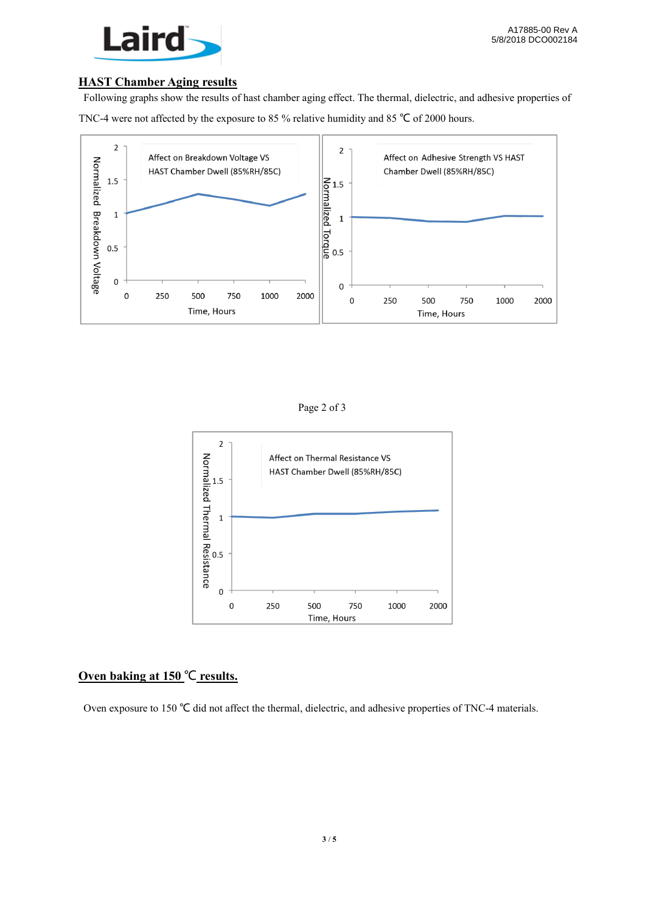## HAST Chamber Aging results

Following graphs show the results of hast chamber aging effect. The thermal, dielectric, and adhesive properties of TNC-4 were not affected by the exposure to 85 % relative humidity and 85 ℃ of 2000 hours.

Affect on Breakdown Voltage VS HAST Chamber Dwell (85%RH/85C)

Normalized Breakdown Voltage

Time, Hours

Affect on Adhesive Strength VS HAST Chamber Dwell (85%RH/85C)

Normalized Torque

Time, Hours

Page 2 of 3

Affect on Thermal Resistance VS HAST Chamber Dwell (85%RH/85C)

Normalized Thermal Resistance

Time, Hours

## Oven baking at 150 ℃ results.

Oven exposure to 150 ℃ did not affect the thermal, dielectric, and adhesive properties of TNC-4 materials.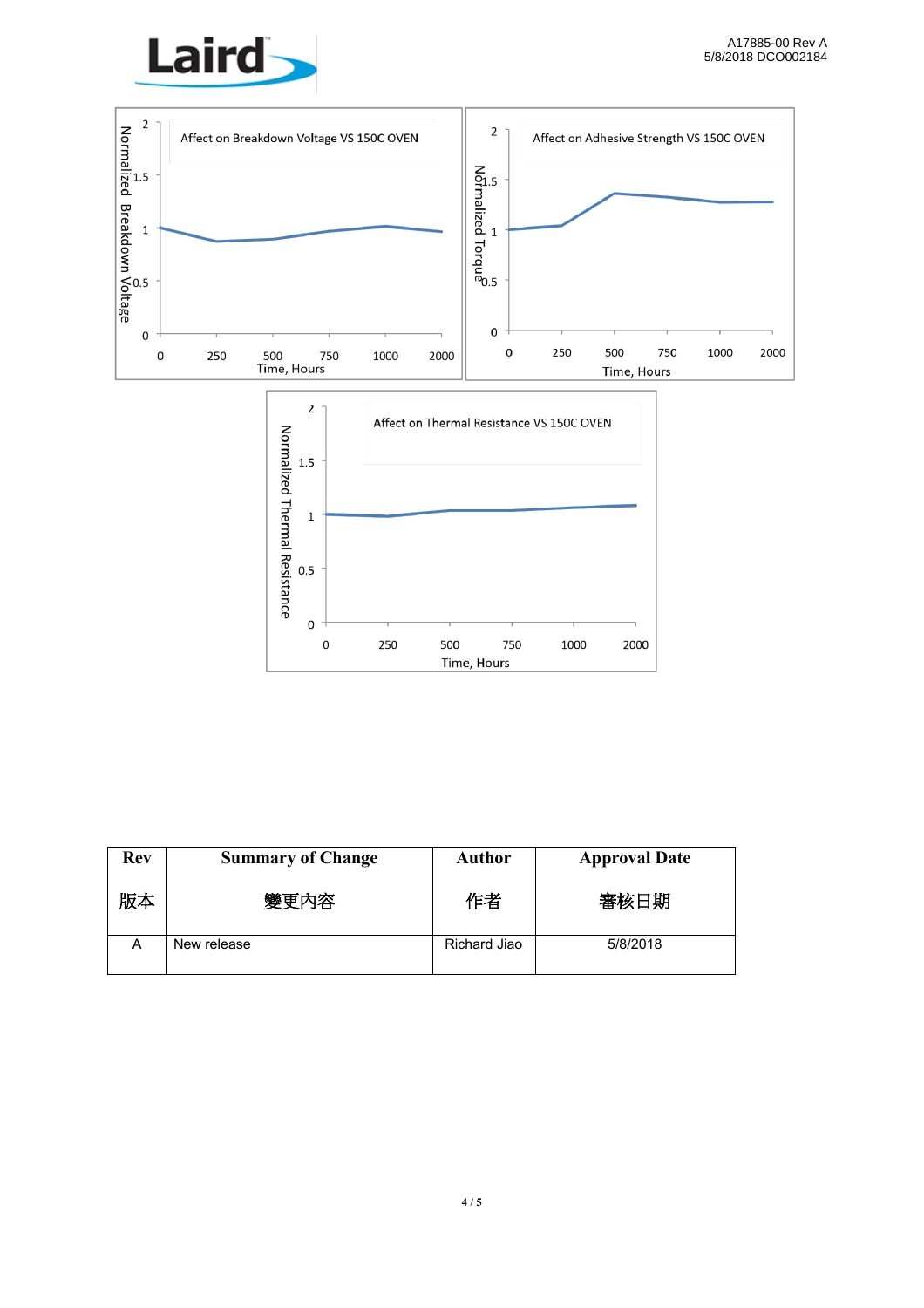Affect on Breakdown Voltage VS 150C OVEN

Normalized Breakdown Voltage

Time, Hours

Affect on Adhesive Strength VS 150C OVEN

Normalized Torque

Time, Hours

Affect on Thermal Resistance VS 150C OVEN

Normalized Thermal Resistance

Time, Hours

| Rev<br>版本 | Summary of Change<br>變更內容 | Author<br>作者 | Approval Date<br>審核日期 |
|---|---|---|---|
| A | New release | Richard Jiao | 5/8/2018 |